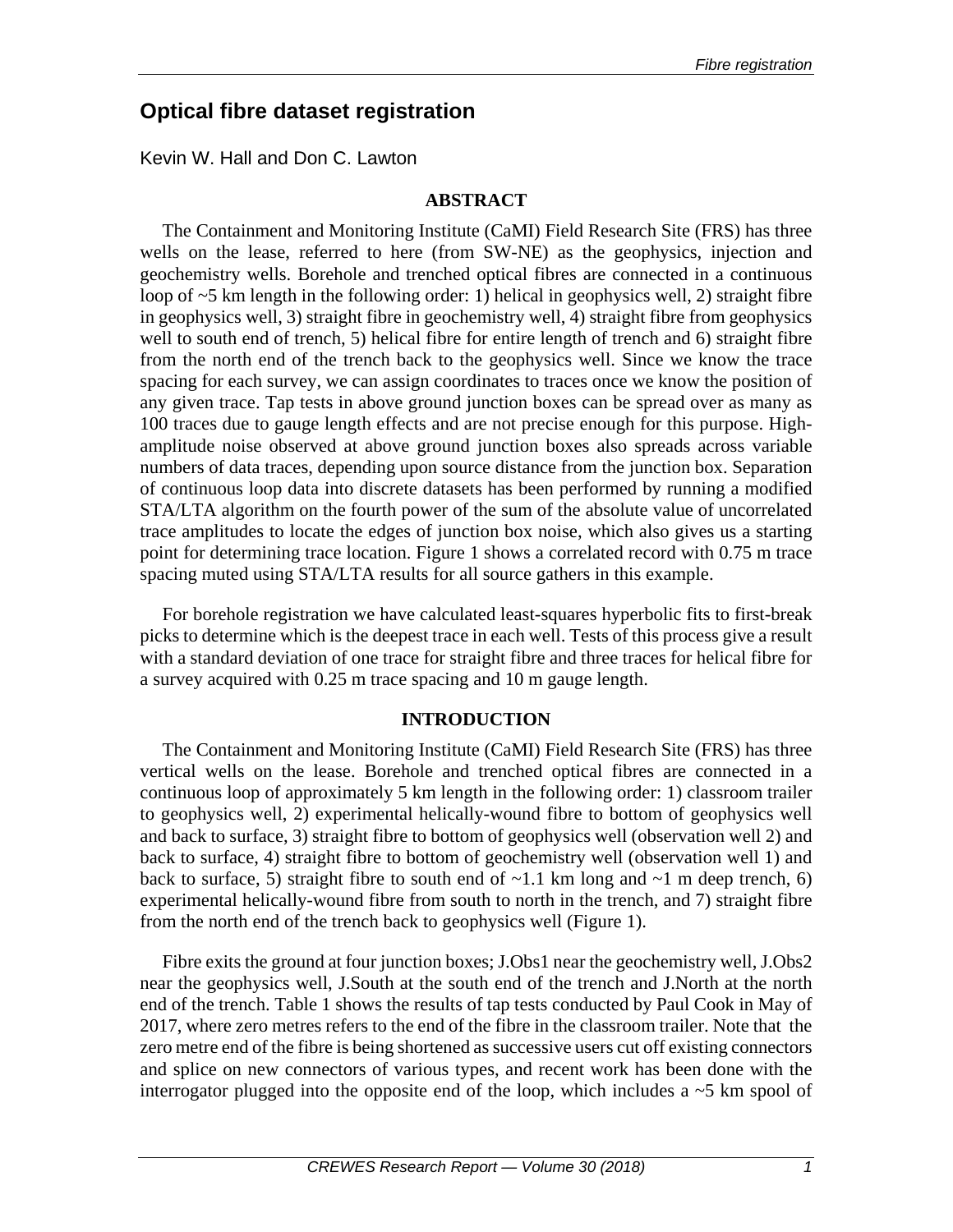# Optical fibre dataset registration

Kevin W. Hall and Don C. Lawton

## ABSTRACT

The Containment and Monitoring Institute (CaMI) Field Research Site (FRS) has three wells on the lease, referred to here (from SW-NE) as the geophysics, injection and geochemistry wells. Borehole and trenched optical fibres are connected in a continuous loop of ~5 km length in the following order: 1) helical in geophysics well, 2) straight fibre in geophysics well, 3) straight fibre in geochemistry well, 4) straight fibre from geophysics well to south end of trench, 5) helical fibre for entire length of trench and 6) straight fibre from the north end of the trench back to the geophysics well. Since we know the trace spacing for each survey, we can assign coordinates to traces once we know the position of any given trace. Tap tests in above ground junction boxes can be spread over as many as 100 traces due to gauge length effects and are not precise enough for this purpose. High-amplitude noise observed at above ground junction boxes also spreads across variable numbers of data traces, depending upon source distance from the junction box. Separation of continuous loop data into discrete datasets has been performed by running a modified STA/LTA algorithm on the fourth power of the sum of the absolute value of uncorrelated trace amplitudes to locate the edges of junction box noise, which also gives us a starting point for determining trace location. Figure 1 shows a correlated record with 0.75 m trace spacing muted using STA/LTA results for all source gathers in this example.

For borehole registration we have calculated least-squares hyperbolic fits to first-break picks to determine which is the deepest trace in each well. Tests of this process give a result with a standard deviation of one trace for straight fibre and three traces for helical fibre for a survey acquired with 0.25 m trace spacing and 10 m gauge length.

## INTRODUCTION

The Containment and Monitoring Institute (CaMI) Field Research Site (FRS) has three vertical wells on the lease. Borehole and trenched optical fibres are connected in a continuous loop of approximately 5 km length in the following order: 1) classroom trailer to geophysics well, 2) experimental helically-wound fibre to bottom of geophysics well and back to surface, 3) straight fibre to bottom of geophysics well (observation well 2) and back to surface, 4) straight fibre to bottom of geochemistry well (observation well 1) and back to surface, 5) straight fibre to south end of ~1.1 km long and ~1 m deep trench, 6) experimental helically-wound fibre from south to north in the trench, and 7) straight fibre from the north end of the trench back to geophysics well (Figure 1).

Fibre exits the ground at four junction boxes; J.Obs1 near the geochemistry well, J.Obs2 near the geophysics well, J.South at the south end of the trench and J.North at the north end of the trench. Table 1 shows the results of tap tests conducted by Paul Cook in May of 2017, where zero metres refers to the end of the fibre in the classroom trailer. Note that the zero metre end of the fibre is being shortened as successive users cut off existing connectors and splice on new connectors of various types, and recent work has been done with the interrogator plugged into the opposite end of the loop, which includes a ~5 km spool of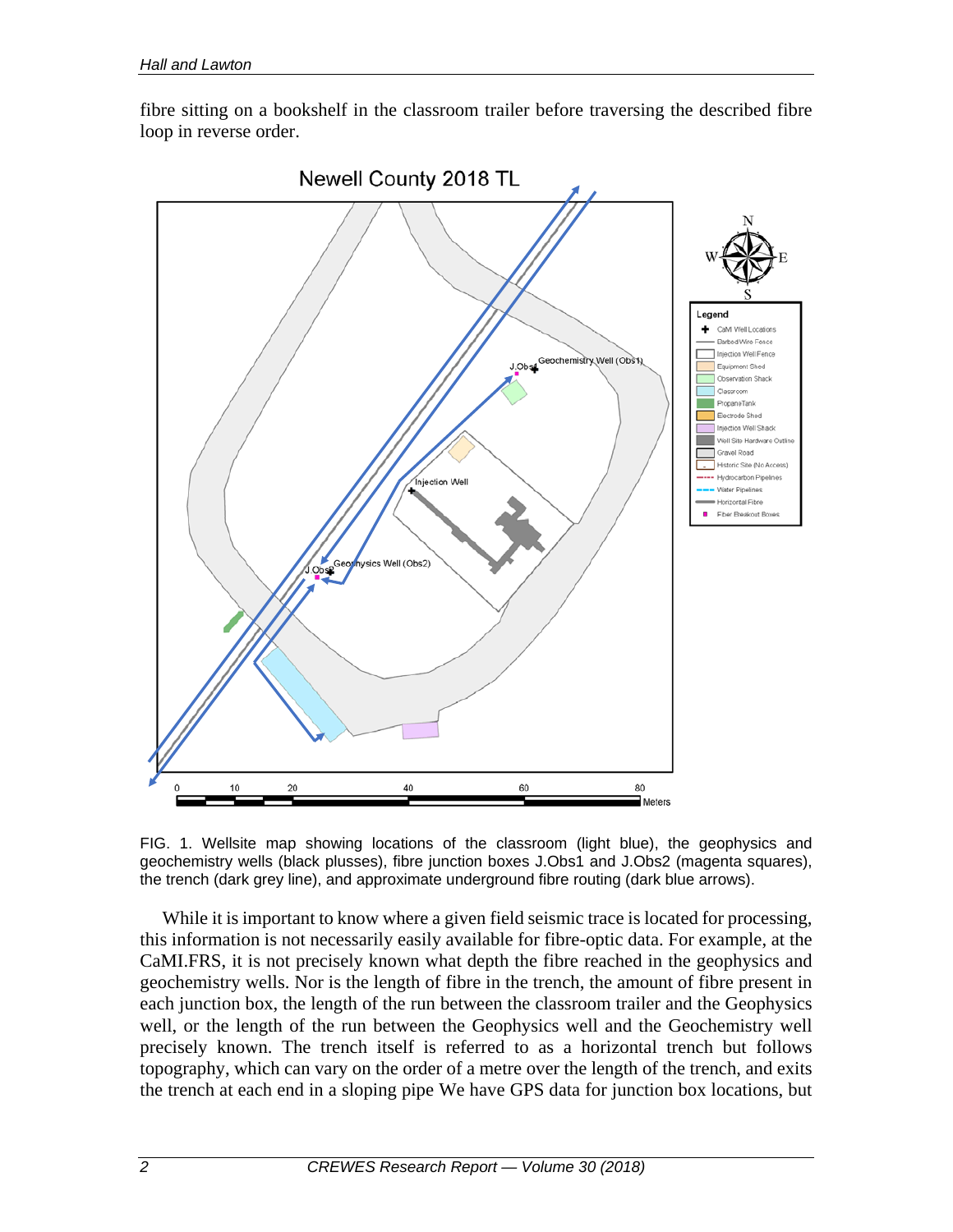fibre sitting on a bookshelf in the classroom trailer before traversing the described fibre loop in reverse order.

FIG. 1. Wellsite map showing locations of the classroom (light blue), the geophysics and geochemistry wells (black plusses), fibre junction boxes J.Obs1 and J.Obs2 (magenta squares), the trench (dark grey line), and approximate underground fibre routing (dark blue arrows).

While it is important to know where a given field seismic trace is located for processing, this information is not necessarily easily available for fibre-optic data. For example, at the CaMI.FRS, it is not precisely known what depth the fibre reached in the geophysics and geochemistry wells. Nor is the length of fibre in the trench, the amount of fibre present in each junction box, the length of the run between the classroom trailer and the Geophysics well, or the length of the run between the Geophysics well and the Geochemistry well precisely known. The trench itself is referred to as a horizontal trench but follows topography, which can vary on the order of a metre over the length of the trench, and exits the trench at each end in a sloping pipe We have GPS data for junction box locations, but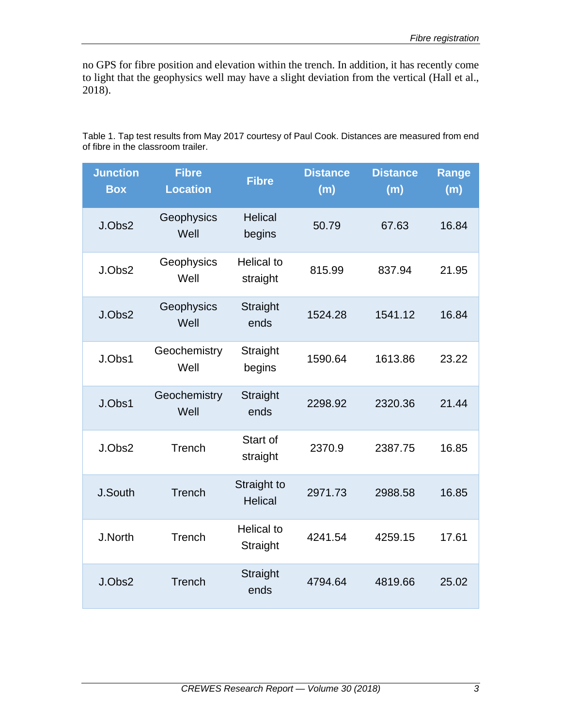no GPS for fibre position and elevation within the trench. In addition, it has recently come to light that the geophysics well may have a slight deviation from the vertical (Hall et al., 2018).

Table 1. Tap test results from May 2017 courtesy of Paul Cook. Distances are measured from end of fibre in the classroom trailer.

| Junction Box | Fibre Location | Fibre | Distance (m) | Distance (m) | Range (m) |
|---|---|---|---|---|---|
| J.Obs2 | Geophysics Well | Helical begins | 50.79 | 67.63 | 16.84 |
| J.Obs2 | Geophysics Well | Helical to straight | 815.99 | 837.94 | 21.95 |
| J.Obs2 | Geophysics Well | Straight ends | 1524.28 | 1541.12 | 16.84 |
| J.Obs1 | Geochemistry Well | Straight begins | 1590.64 | 1613.86 | 23.22 |
| J.Obs1 | Geochemistry Well | Straight ends | 2298.92 | 2320.36 | 21.44 |
| J.Obs2 | Trench | Start of straight | 2370.9 | 2387.75 | 16.85 |
| J.South | Trench | Straight to Helical | 2971.73 | 2988.58 | 16.85 |
| J.North | Trench | Helical to Straight | 4241.54 | 4259.15 | 17.61 |
| J.Obs2 | Trench | Straight ends | 4794.64 | 4819.66 | 25.02 |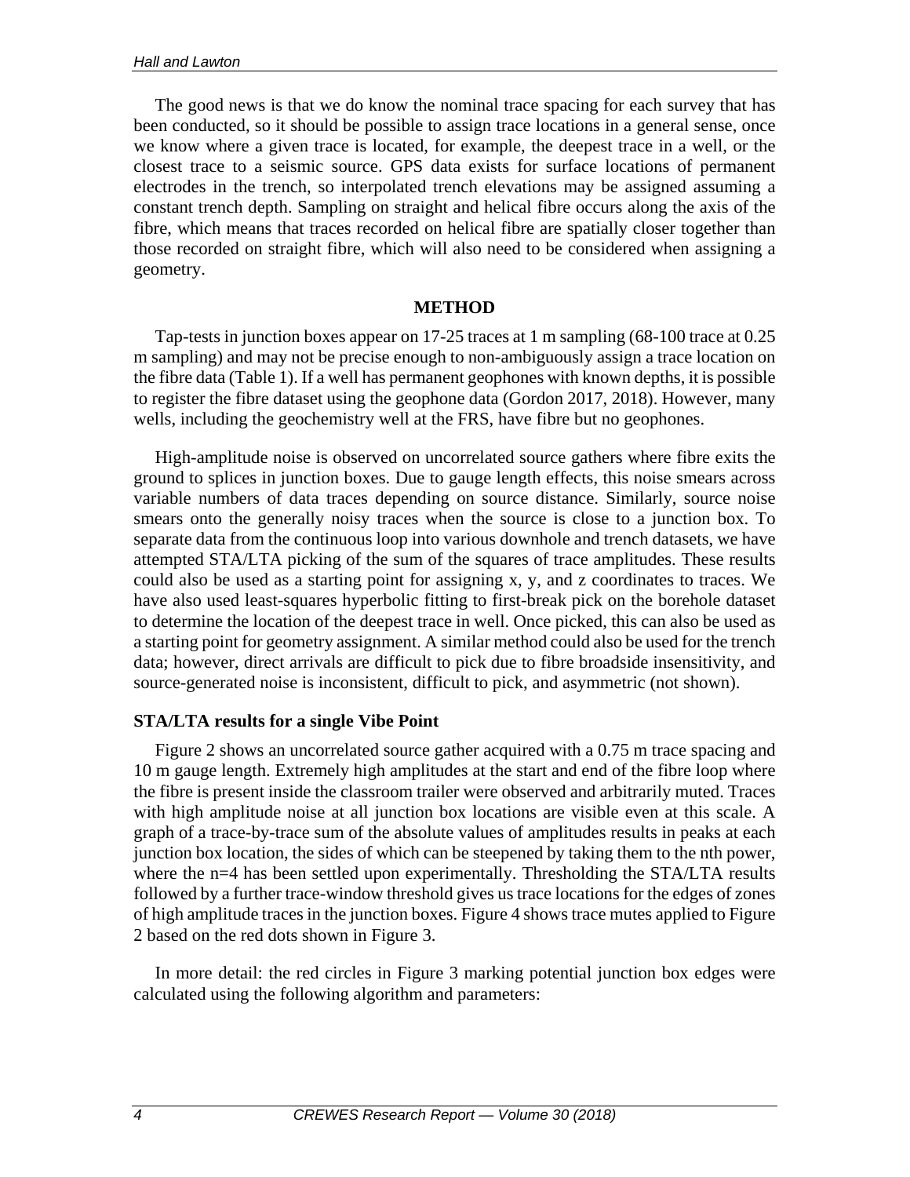The good news is that we do know the nominal trace spacing for each survey that has been conducted, so it should be possible to assign trace locations in a general sense, once we know where a given trace is located, for example, the deepest trace in a well, or the closest trace to a seismic source. GPS data exists for surface locations of permanent electrodes in the trench, so interpolated trench elevations may be assigned assuming a constant trench depth. Sampling on straight and helical fibre occurs along the axis of the fibre, which means that traces recorded on helical fibre are spatially closer together than those recorded on straight fibre, which will also need to be considered when assigning a geometry.

## METHOD

Tap-tests in junction boxes appear on 17-25 traces at 1 m sampling (68-100 trace at 0.25 m sampling) and may not be precise enough to non-ambiguously assign a trace location on the fibre data (Table 1). If a well has permanent geophones with known depths, it is possible to register the fibre dataset using the geophone data (Gordon 2017, 2018). However, many wells, including the geochemistry well at the FRS, have fibre but no geophones.

High-amplitude noise is observed on uncorrelated source gathers where fibre exits the ground to splices in junction boxes. Due to gauge length effects, this noise smears across variable numbers of data traces depending on source distance. Similarly, source noise smears onto the generally noisy traces when the source is close to a junction box. To separate data from the continuous loop into various downhole and trench datasets, we have attempted STA/LTA picking of the sum of the squares of trace amplitudes. These results could also be used as a starting point for assigning x, y, and z coordinates to traces. We have also used least-squares hyperbolic fitting to first-break pick on the borehole dataset to determine the location of the deepest trace in well. Once picked, this can also be used as a starting point for geometry assignment. A similar method could also be used for the trench data; however, direct arrivals are difficult to pick due to fibre broadside insensitivity, and source-generated noise is inconsistent, difficult to pick, and asymmetric (not shown).

### STA/LTA results for a single Vibe Point

Figure 2 shows an uncorrelated source gather acquired with a 0.75 m trace spacing and 10 m gauge length. Extremely high amplitudes at the start and end of the fibre loop where the fibre is present inside the classroom trailer were observed and arbitrarily muted. Traces with high amplitude noise at all junction box locations are visible even at this scale. A graph of a trace-by-trace sum of the absolute values of amplitudes results in peaks at each junction box location, the sides of which can be steepened by taking them to the nth power, where the n=4 has been settled upon experimentally. Thresholding the STA/LTA results followed by a further trace-window threshold gives us trace locations for the edges of zones of high amplitude traces in the junction boxes. Figure 4 shows trace mutes applied to Figure 2 based on the red dots shown in Figure 3.

In more detail: the red circles in Figure 3 marking potential junction box edges were calculated using the following algorithm and parameters: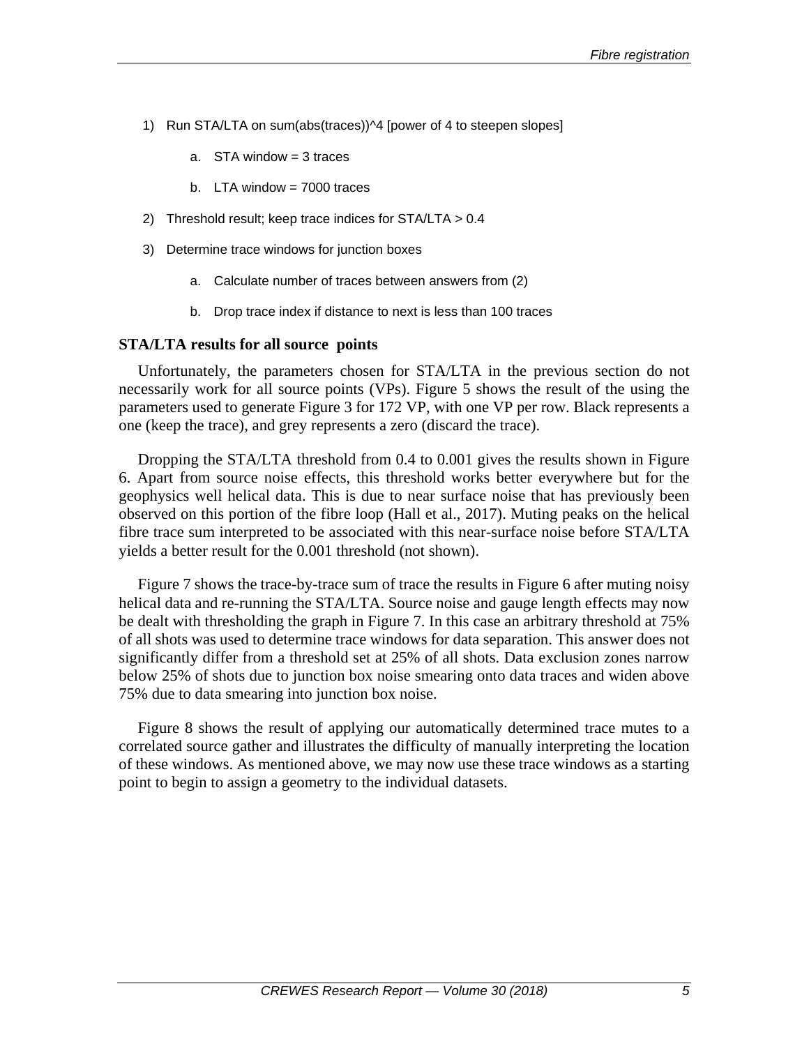1) Run STA/LTA on sum(abs(traces))^4 [power of 4 to steepen slopes]
    a. STA window = 3 traces
    b. LTA window = 7000 traces
2) Threshold result; keep trace indices for STA/LTA > 0.4
3) Determine trace windows for junction boxes
    a. Calculate number of traces between answers from (2)
    b. Drop trace index if distance to next is less than 100 traces

**STA/LTA results for all source points**

Unfortunately, the parameters chosen for STA/LTA in the previous section do not necessarily work for all source points (VPs). Figure 5 shows the result of the using the parameters used to generate Figure 3 for 172 VP, with one VP per row. Black represents a one (keep the trace), and grey represents a zero (discard the trace).

Dropping the STA/LTA threshold from 0.4 to 0.001 gives the results shown in Figure 6. Apart from source noise effects, this threshold works better everywhere but for the geophysics well helical data. This is due to near surface noise that has previously been observed on this portion of the fibre loop (Hall et al., 2017). Muting peaks on the helical fibre trace sum interpreted to be associated with this near-surface noise before STA/LTA yields a better result for the 0.001 threshold (not shown).

Figure 7 shows the trace-by-trace sum of trace the results in Figure 6 after muting noisy helical data and re-running the STA/LTA. Source noise and gauge length effects may now be dealt with thresholding the graph in Figure 7. In this case an arbitrary threshold at 75% of all shots was used to determine trace windows for data separation. This answer does not significantly differ from a threshold set at 25% of all shots. Data exclusion zones narrow below 25% of shots due to junction box noise smearing onto data traces and widen above 75% due to data smearing into junction box noise.

Figure 8 shows the result of applying our automatically determined trace mutes to a correlated source gather and illustrates the difficulty of manually interpreting the location of these windows. As mentioned above, we may now use these trace windows as a starting point to begin to assign a geometry to the individual datasets.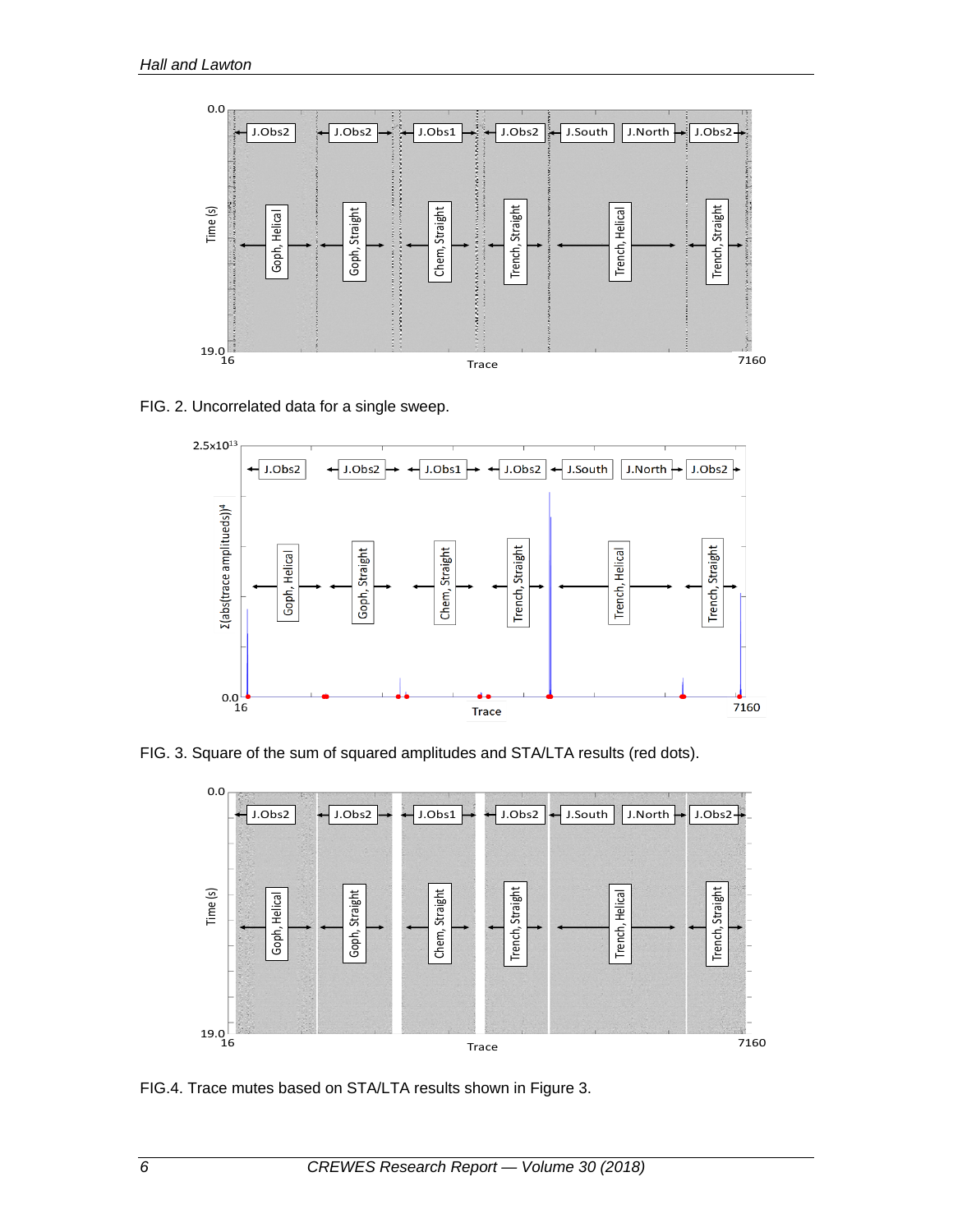FIG. 2. Uncorrelated data for a single sweep.

FIG. 3. Square of the sum of squared amplitudes and STA/LTA results (red dots).

FIG.4. Trace mutes based on STA/LTA results shown in Figure 3.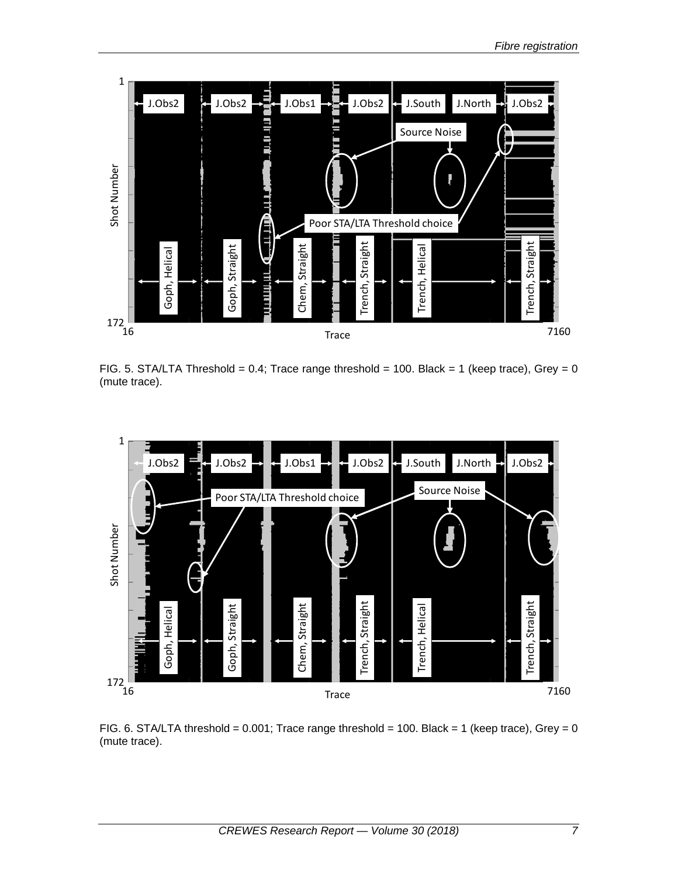FIG. 5. STA/LTA Threshold = 0.4; Trace range threshold = 100. Black = 1 (keep trace), Grey = 0 (mute trace).

FIG. 6. STA/LTA threshold = 0.001; Trace range threshold = 100. Black = 1 (keep trace), Grey = 0 (mute trace).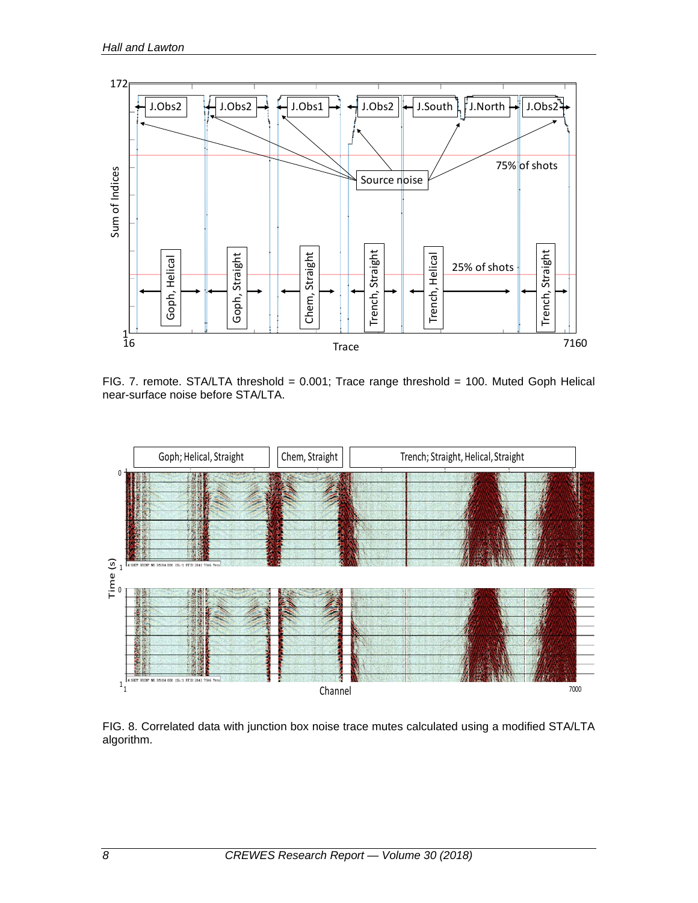FIG. 7. remote. STA/LTA threshold = 0.001; Trace range threshold = 100. Muted Goph Helical near-surface noise before STA/LTA.

FIG. 8. Correlated data with junction box noise trace mutes calculated using a modified STA/LTA algorithm.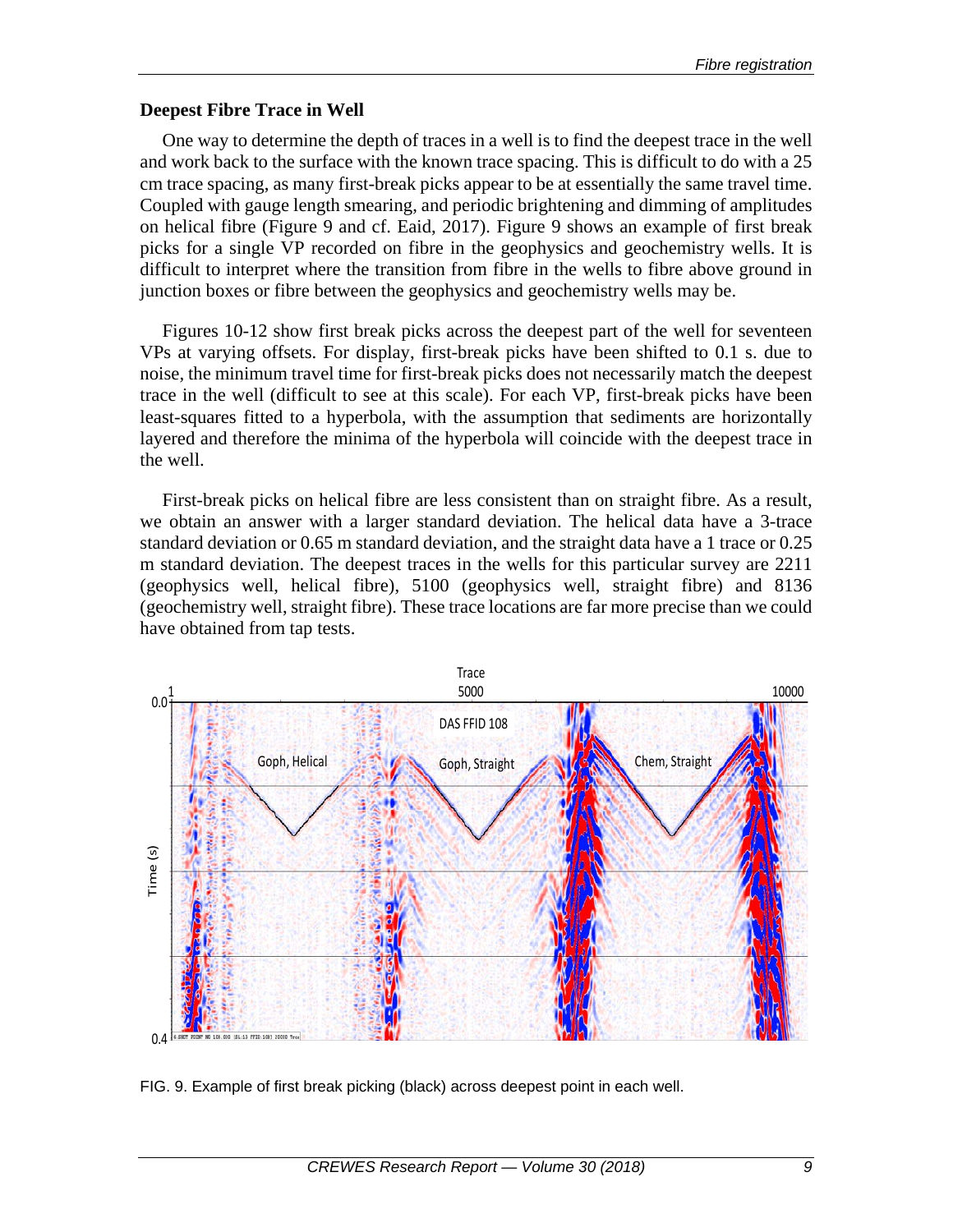## Deepest Fibre Trace in Well

One way to determine the depth of traces in a well is to find the deepest trace in the well and work back to the surface with the known trace spacing. This is difficult to do with a 25 cm trace spacing, as many first-break picks appear to be at essentially the same travel time. Coupled with gauge length smearing, and periodic brightening and dimming of amplitudes on helical fibre (Figure 9 and cf. Eaid, 2017). Figure 9 shows an example of first break picks for a single VP recorded on fibre in the geophysics and geochemistry wells. It is difficult to interpret where the transition from fibre in the wells to fibre above ground in junction boxes or fibre between the geophysics and geochemistry wells may be.

Figures 10-12 show first break picks across the deepest part of the well for seventeen VPs at varying offsets. For display, first-break picks have been shifted to 0.1 s. due to noise, the minimum travel time for first-break picks does not necessarily match the deepest trace in the well (difficult to see at this scale). For each VP, first-break picks have been least-squares fitted to a hyperbola, with the assumption that sediments are horizontally layered and therefore the minima of the hyperbola will coincide with the deepest trace in the well.

First-break picks on helical fibre are less consistent than on straight fibre. As a result, we obtain an answer with a larger standard deviation. The helical data have a 3-trace standard deviation or 0.65 m standard deviation, and the straight data have a 1 trace or 0.25 m standard deviation. The deepest traces in the wells for this particular survey are 2211 (geophysics well, helical fibre), 5100 (geophysics well, straight fibre) and 8136 (geochemistry well, straight fibre). These trace locations are far more precise than we could have obtained from tap tests.

FIG. 9. Example of first break picking (black) across deepest point in each well.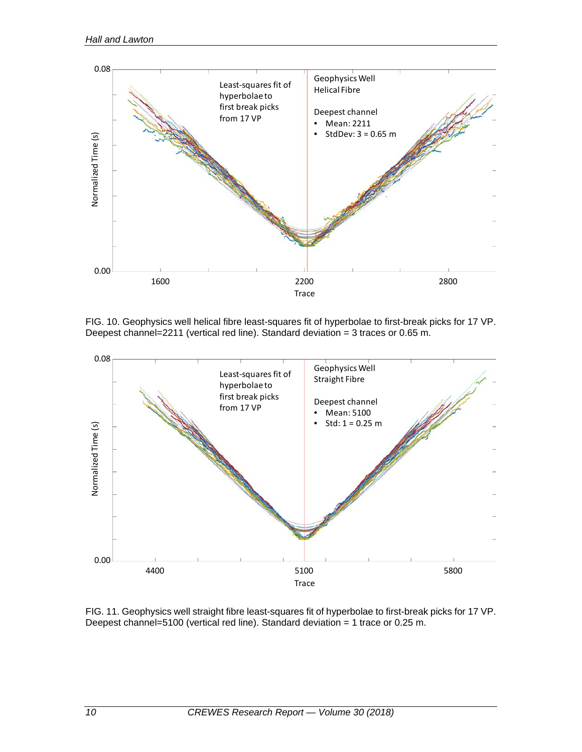FIG. 10. Geophysics well helical fibre least-squares fit of hyperbolae to first-break picks for 17 VP. Deepest channel=2211 (vertical red line). Standard deviation = 3 traces or 0.65 m.

FIG. 11. Geophysics well straight fibre least-squares fit of hyperbolae to first-break picks for 17 VP. Deepest channel=5100 (vertical red line). Standard deviation = 1 trace or 0.25 m.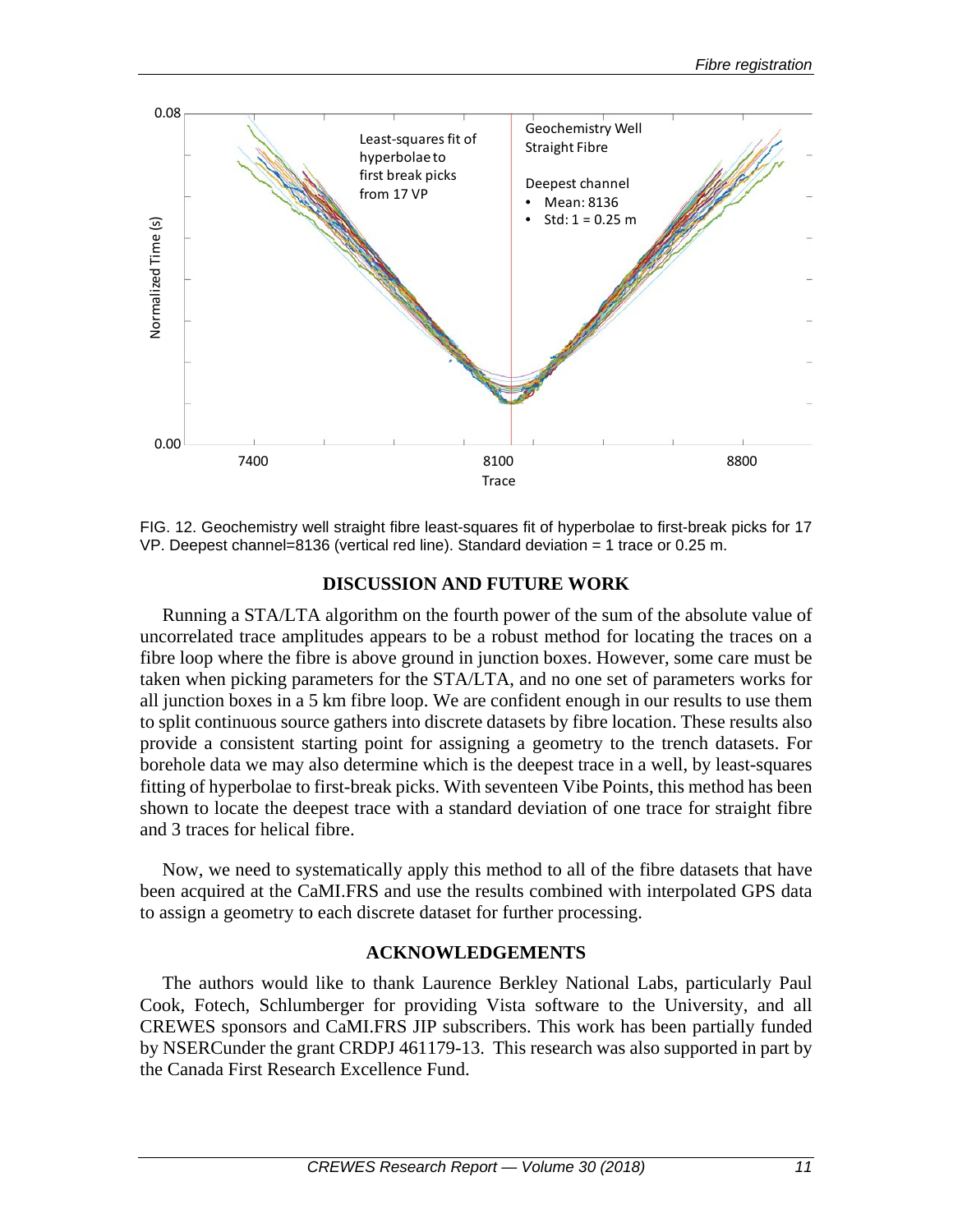FIG. 12. Geochemistry well straight fibre least-squares fit of hyperbolae to first-break picks for 17 VP. Deepest channel=8136 (vertical red line). Standard deviation = 1 trace or 0.25 m.

## DISCUSSION AND FUTURE WORK

Running a STA/LTA algorithm on the fourth power of the sum of the absolute value of uncorrelated trace amplitudes appears to be a robust method for locating the traces on a fibre loop where the fibre is above ground in junction boxes. However, some care must be taken when picking parameters for the STA/LTA, and no one set of parameters works for all junction boxes in a 5 km fibre loop. We are confident enough in our results to use them to split continuous source gathers into discrete datasets by fibre location. These results also provide a consistent starting point for assigning a geometry to the trench datasets. For borehole data we may also determine which is the deepest trace in a well, by least-squares fitting of hyperbolae to first-break picks. With seventeen Vibe Points, this method has been shown to locate the deepest trace with a standard deviation of one trace for straight fibre and 3 traces for helical fibre.

Now, we need to systematically apply this method to all of the fibre datasets that have been acquired at the CaMI.FRS and use the results combined with interpolated GPS data to assign a geometry to each discrete dataset for further processing.

## ACKNOWLEDGEMENTS

The authors would like to thank Laurence Berkley National Labs, particularly Paul Cook, Fotech, Schlumberger for providing Vista software to the University, and all CREWES sponsors and CaMI.FRS JIP subscribers. This work has been partially funded by NSERCunder the grant CRDPJ 461179-13. This research was also supported in part by the Canada First Research Excellence Fund.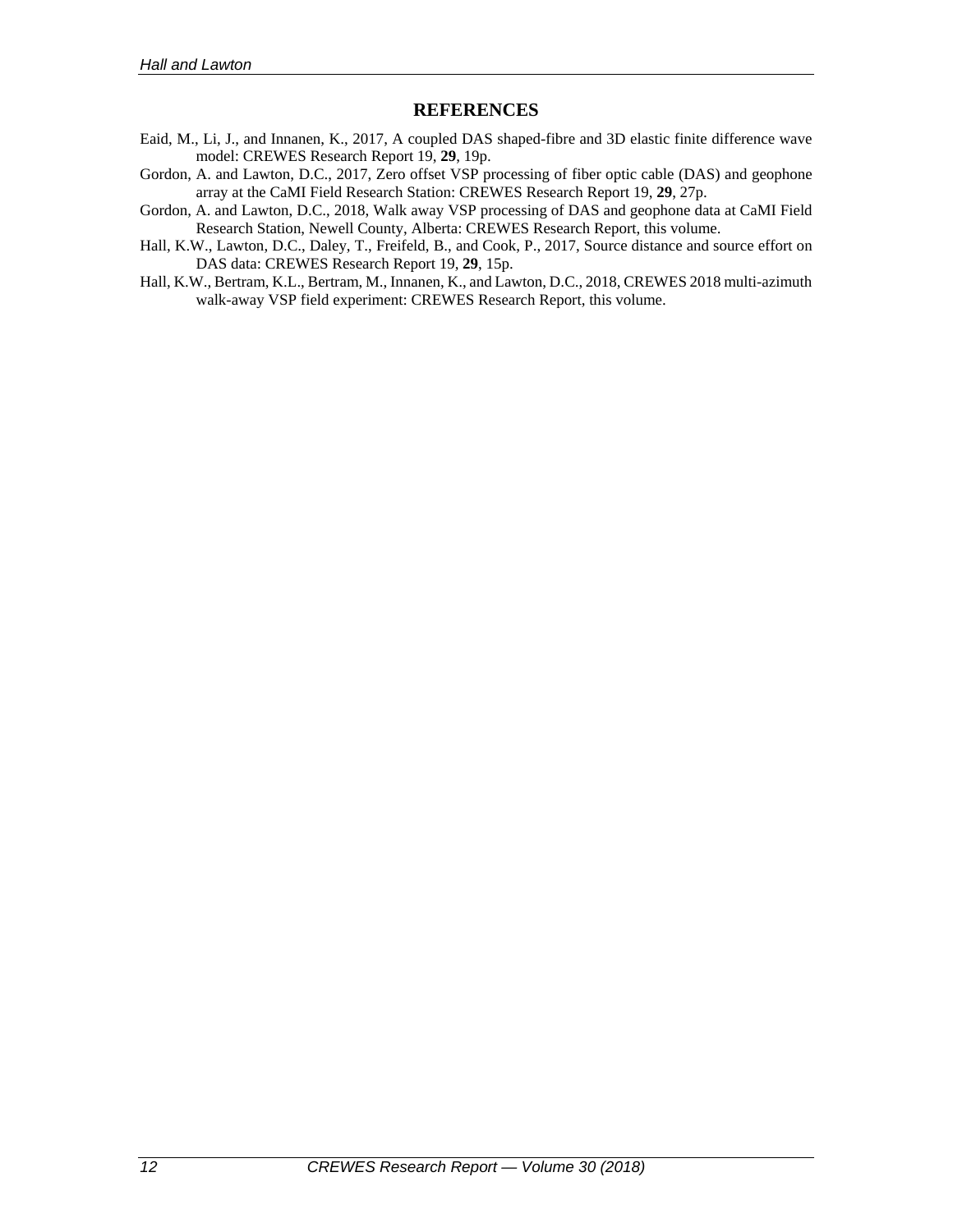## REFERENCES

Eaid, M., Li, J., and Innanen, K., 2017, A coupled DAS shaped-fibre and 3D elastic finite difference wave model: CREWES Research Report 19, **29**, 19p.

Gordon, A. and Lawton, D.C., 2017, Zero offset VSP processing of fiber optic cable (DAS) and geophone array at the CaMI Field Research Station: CREWES Research Report 19, **29**, 27p.

Gordon, A. and Lawton, D.C., 2018, Walk away VSP processing of DAS and geophone data at CaMI Field Research Station, Newell County, Alberta: CREWES Research Report, this volume.

Hall, K.W., Lawton, D.C., Daley, T., Freifeld, B., and Cook, P., 2017, Source distance and source effort on DAS data: CREWES Research Report 19, **29**, 15p.

Hall, K.W., Bertram, K.L., Bertram, M., Innanen, K., and Lawton, D.C., 2018, CREWES 2018 multi-azimuth walk-away VSP field experiment: CREWES Research Report, this volume.